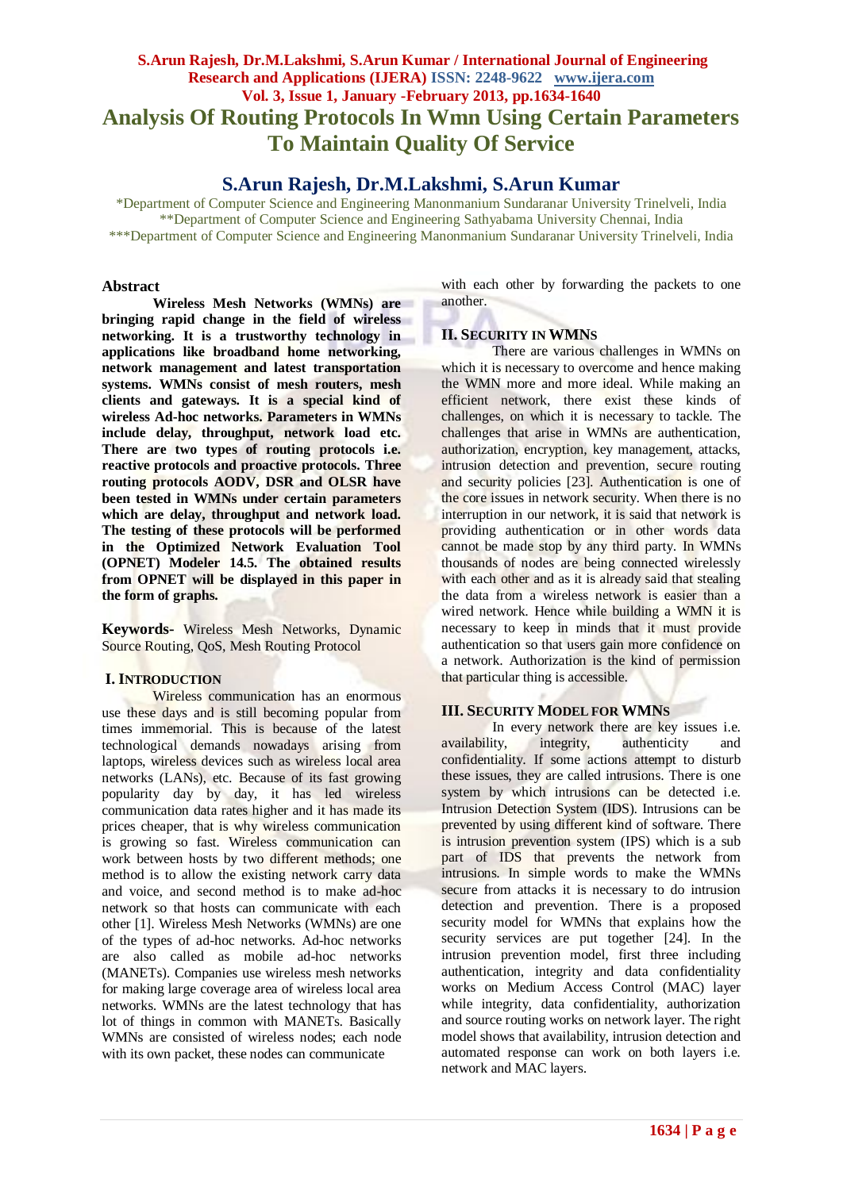# Analysis Of Routing Protocols In Wmn Using Certain Parameters To Maintain Quality Of Service

## S.Arun Rajesh, Dr.M.Lakshmi, S.Arun Kumar

*Department of Computer Science and Engineering Manonmanium Sundaranar University Trinelveli, India
**Department of Computer Science and Engineering Sathyabama University Chennai, India
***Department of Computer Science and Engineering Manonmanium Sundaranar University Trinelveli, India

### Abstract

**Wireless Mesh Networks (WMNs) are bringing rapid change in the field of wireless networking. It is a trustworthy technology in applications like broadband home networking, network management and latest transportation systems. WMNs consist of mesh routers, mesh clients and gateways. It is a special kind of wireless Ad-hoc networks. Parameters in WMNs include delay, throughput, network load etc. There are two types of routing protocols i.e. reactive protocols and proactive protocols. Three routing protocols AODV, DSR and OLSR have been tested in WMNs under certain parameters which are delay, throughput and network load. The testing of these protocols will be performed in the Optimized Network Evaluation Tool (OPNET) Modeler 14.5. The obtained results from OPNET will be displayed in this paper in the form of graphs.**

**Keywords-** Wireless Mesh Networks, Dynamic Source Routing, QoS, Mesh Routing Protocol

### I. Introduction

Wireless communication has an enormous use these days and is still becoming popular from times immemorial. This is because of the latest technological demands nowadays arising from laptops, wireless devices such as wireless local area networks (LANs), etc. Because of its fast growing popularity day by day, it has led wireless communication data rates higher and it has made its prices cheaper, that is why wireless communication is growing so fast. Wireless communication can work between hosts by two different methods; one method is to allow the existing network carry data and voice, and second method is to make ad-hoc network so that hosts can communicate with each other [1]. Wireless Mesh Networks (WMNs) are one of the types of ad-hoc networks. Ad-hoc networks are also called as mobile ad-hoc networks (MANETs). Companies use wireless mesh networks for making large coverage area of wireless local area networks. WMNs are the latest technology that has lot of things in common with MANETs. Basically WMNs are consisted of wireless nodes; each node with its own packet, these nodes can communicate with each other by forwarding the packets to one another.

### II. Security in WMNs

There are various challenges in WMNs on which it is necessary to overcome and hence making the WMN more and more ideal. While making an efficient network, there exist these kinds of challenges, on which it is necessary to tackle. The challenges that arise in WMNs are authentication, authorization, encryption, key management, attacks, intrusion detection and prevention, secure routing and security policies [23]. Authentication is one of the core issues in network security. When there is no interruption in our network, it is said that network is providing authentication or in other words data cannot be made stop by any third party. In WMNs thousands of nodes are being connected wirelessly with each other and as it is already said that stealing the data from a wireless network is easier than a wired network. Hence while building a WMN it is necessary to keep in minds that it must provide authentication so that users gain more confidence on a network. Authorization is the kind of permission that particular thing is accessible.

### III. Security Model for WMNs

In every network there are key issues i.e. availability, integrity, authenticity and confidentiality. If some actions attempt to disturb these issues, they are called intrusions. There is one system by which intrusions can be detected i.e. Intrusion Detection System (IDS). Intrusions can be prevented by using different kind of software. There is intrusion prevention system (IPS) which is a sub part of IDS that prevents the network from intrusions. In simple words to make the WMNs secure from attacks it is necessary to do intrusion detection and prevention. There is a proposed security model for WMNs that explains how the security services are put together [24]. In the intrusion prevention model, first three including authentication, integrity and data confidentiality works on Medium Access Control (MAC) layer while integrity, data confidentiality, authorization and source routing works on network layer. The right model shows that availability, intrusion detection and automated response can work on both layers i.e. network and MAC layers.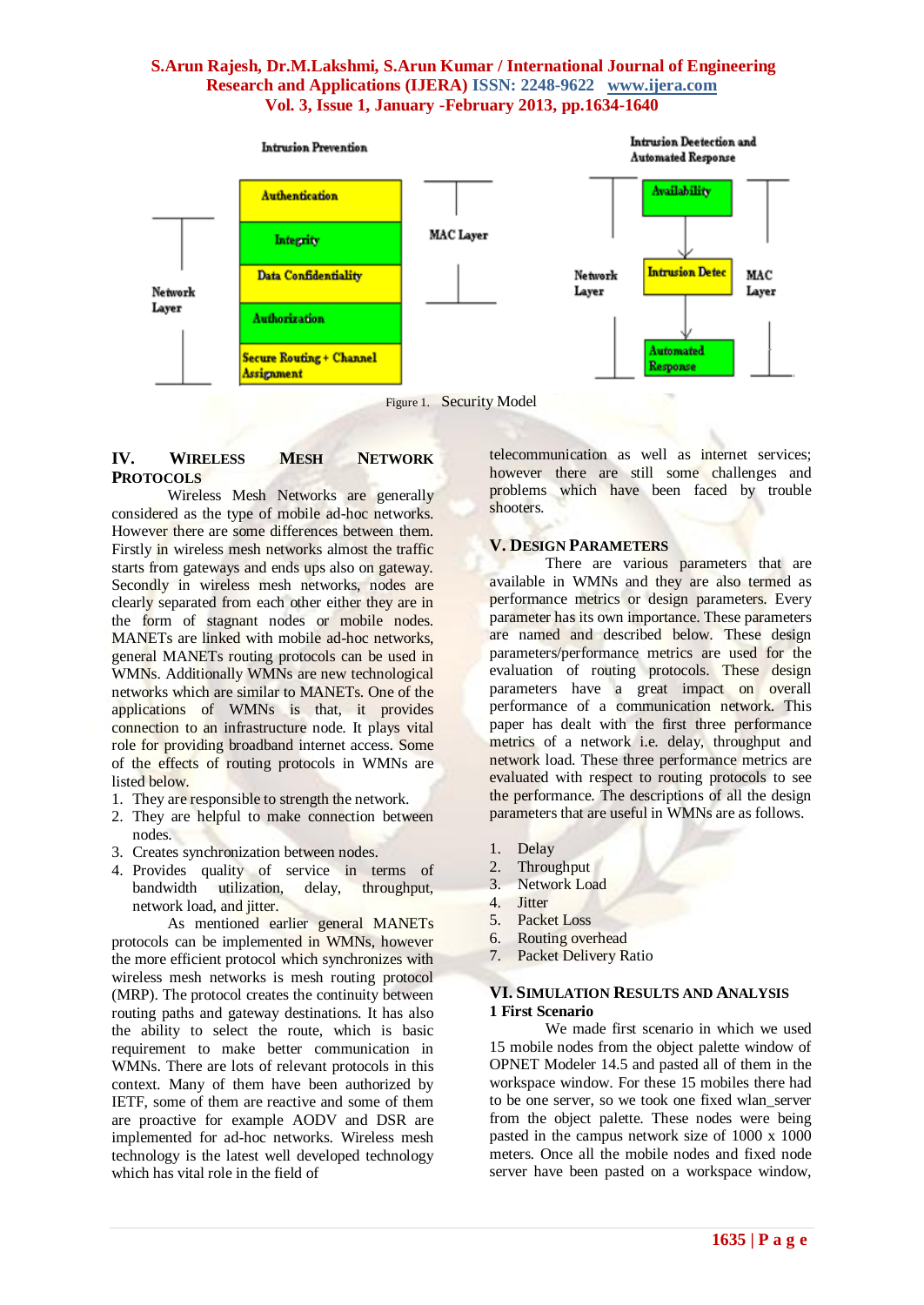Intrusion Prevention

Network Layer

Authentication

Integrity

Data Confidentiality

Authorization

Secure Routing + Channel Assignment

MAC Layer

Intrusion Deetection and Automated Response

Network Layer

Availability

Intrusion Detec

Automated Response

MAC Layer

Figure 1. Security Model

## IV. WIRELESS MESH NETWORK PROTOCOLS

Wireless Mesh Networks are generally considered as the type of mobile ad-hoc networks. However there are some differences between them. Firstly in wireless mesh networks almost the traffic starts from gateways and ends ups also on gateway. Secondly in wireless mesh networks, nodes are clearly separated from each other either they are in the form of stagnant nodes or mobile nodes. MANETs are linked with mobile ad-hoc networks, general MANETs routing protocols can be used in WMNs. Additionally WMNs are new technological networks which are similar to MANETs. One of the applications of WMNs is that, it provides connection to an infrastructure node. It plays vital role for providing broadband internet access. Some of the effects of routing protocols in WMNs are listed below.

1. They are responsible to strength the network.
2. They are helpful to make connection between nodes.
3. Creates synchronization between nodes.
4. Provides quality of service in terms of bandwidth utilization, delay, throughput, network load, and jitter.

As mentioned earlier general MANETs protocols can be implemented in WMNs, however the more efficient protocol which synchronizes with wireless mesh networks is mesh routing protocol (MRP). The protocol creates the continuity between routing paths and gateway destinations. It has also the ability to select the route, which is basic requirement to make better communication in WMNs. There are lots of relevant protocols in this context. Many of them have been authorized by IETF, some of them are reactive and some of them are proactive for example AODV and DSR are implemented for ad-hoc networks. Wireless mesh technology is the latest well developed technology which has vital role in the field of telecommunication as well as internet services; however there are still some challenges and problems which have been faced by trouble shooters.

## V. DESIGN PARAMETERS

There are various parameters that are available in WMNs and they are also termed as performance metrics or design parameters. Every parameter has its own importance. These parameters are named and described below. These design parameters/performance metrics are used for the evaluation of routing protocols. These design parameters have a great impact on overall performance of a communication network. This paper has dealt with the first three performance metrics of a network i.e. delay, throughput and network load. These three performance metrics are evaluated with respect to routing protocols to see the performance. The descriptions of all the design parameters that are useful in WMNs are as follows.

1. Delay
2. Throughput
3. Network Load
4. Jitter
5. Packet Loss
6. Routing overhead
7. Packet Delivery Ratio

## VI. SIMULATION RESULTS AND ANALYSIS

### 1 First Scenario

We made first scenario in which we used 15 mobile nodes from the object palette window of OPNET Modeler 14.5 and pasted all of them in the workspace window. For these 15 mobiles there had to be one server, so we took one fixed wlan_server from the object palette. These nodes were being pasted in the campus network size of 1000 x 1000 meters. Once all the mobile nodes and fixed node server have been pasted on a workspace window,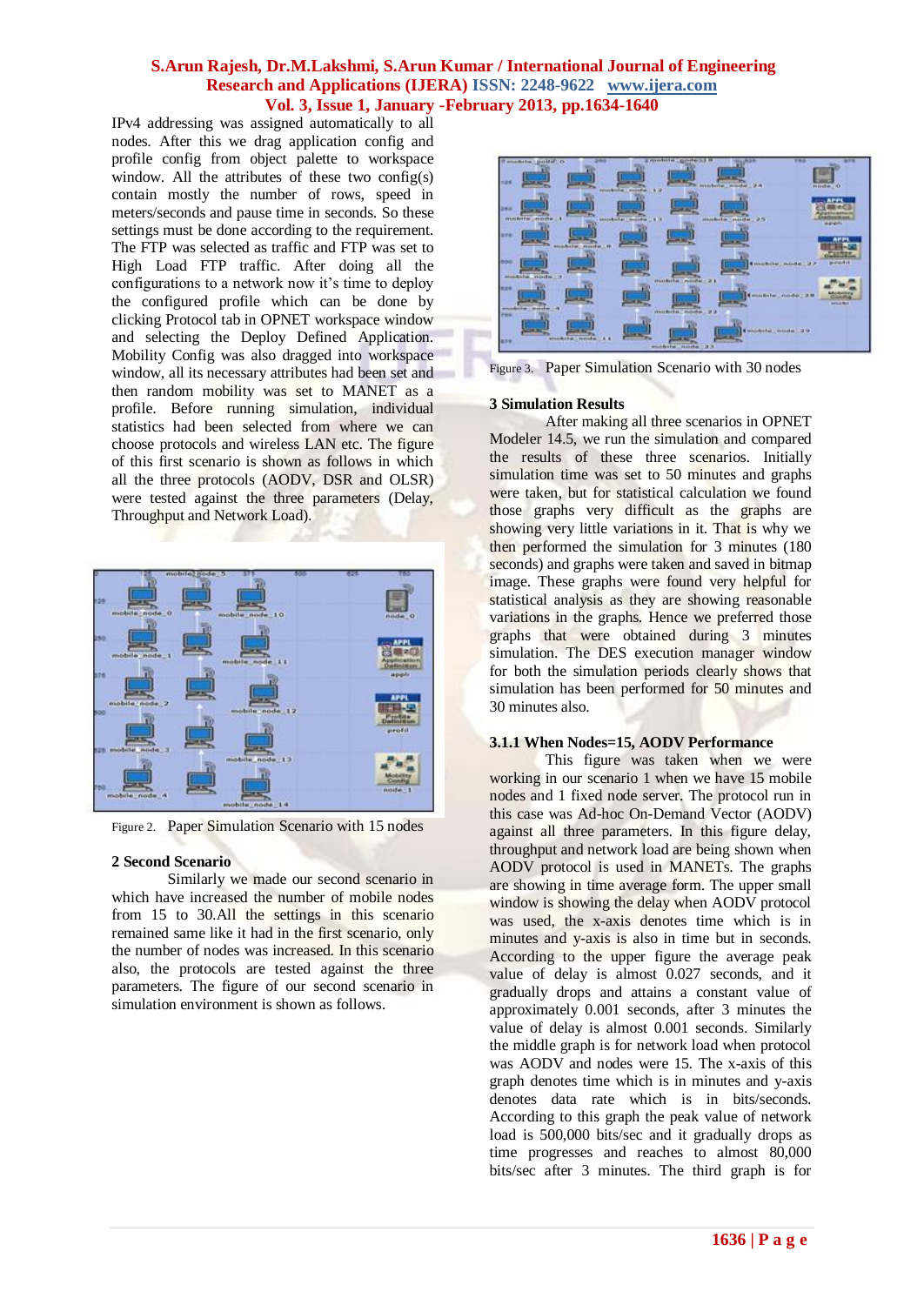IPv4 addressing was assigned automatically to all nodes. After this we drag application config and profile config from object palette to workspace window. All the attributes of these two config(s) contain mostly the number of rows, speed in meters/seconds and pause time in seconds. So these settings must be done according to the requirement. The FTP was selected as traffic and FTP was set to High Load FTP traffic. After doing all the configurations to a network now it's time to deploy the configured profile which can be done by clicking Protocol tab in OPNET workspace window and selecting the Deploy Defined Application. Mobility Config was also dragged into workspace window, all its necessary attributes had been set and then random mobility was set to MANET as a profile. Before running simulation, individual statistics had been selected from where we can choose protocols and wireless LAN etc. The figure of this first scenario is shown as follows in which all the three protocols (AODV, DSR and OLSR) were tested against the three parameters (Delay, Throughput and Network Load).

Figure 2. Paper Simulation Scenario with 15 nodes

## 2 Second Scenario

Similarly we made our second scenario in which have increased the number of mobile nodes from 15 to 30.All the settings in this scenario remained same like it had in the first scenario, only the number of nodes was increased. In this scenario also, the protocols are tested against the three parameters. The figure of our second scenario in simulation environment is shown as follows.

Figure 3. Paper Simulation Scenario with 30 nodes

## 3 Simulation Results

After making all three scenarios in OPNET Modeler 14.5, we run the simulation and compared the results of these three scenarios. Initially simulation time was set to 50 minutes and graphs were taken, but for statistical calculation we found those graphs very difficult as the graphs are showing very little variations in it. That is why we then performed the simulation for 3 minutes (180 seconds) and graphs were taken and saved in bitmap image. These graphs were found very helpful for statistical analysis as they are showing reasonable variations in the graphs. Hence we preferred those graphs that were obtained during 3 minutes simulation. The DES execution manager window for both the simulation periods clearly shows that simulation has been performed for 50 minutes and 30 minutes also.

### 3.1.1 When Nodes=15, AODV Performance

This figure was taken when we were working in our scenario 1 when we have 15 mobile nodes and 1 fixed node server. The protocol run in this case was Ad-hoc On-Demand Vector (AODV) against all three parameters. In this figure delay, throughput and network load are being shown when AODV protocol is used in MANETs. The graphs are showing in time average form. The upper small window is showing the delay when AODV protocol was used, the x-axis denotes time which is in minutes and y-axis is also in time but in seconds. According to the upper figure the average peak value of delay is almost 0.027 seconds, and it gradually drops and attains a constant value of approximately 0.001 seconds, after 3 minutes the value of delay is almost 0.001 seconds. Similarly the middle graph is for network load when protocol was AODV and nodes were 15. The x-axis of this graph denotes time which is in minutes and y-axis denotes data rate which is in bits/seconds. According to this graph the peak value of network load is 500,000 bits/sec and it gradually drops as time progresses and reaches to almost 80,000 bits/sec after 3 minutes. The third graph is for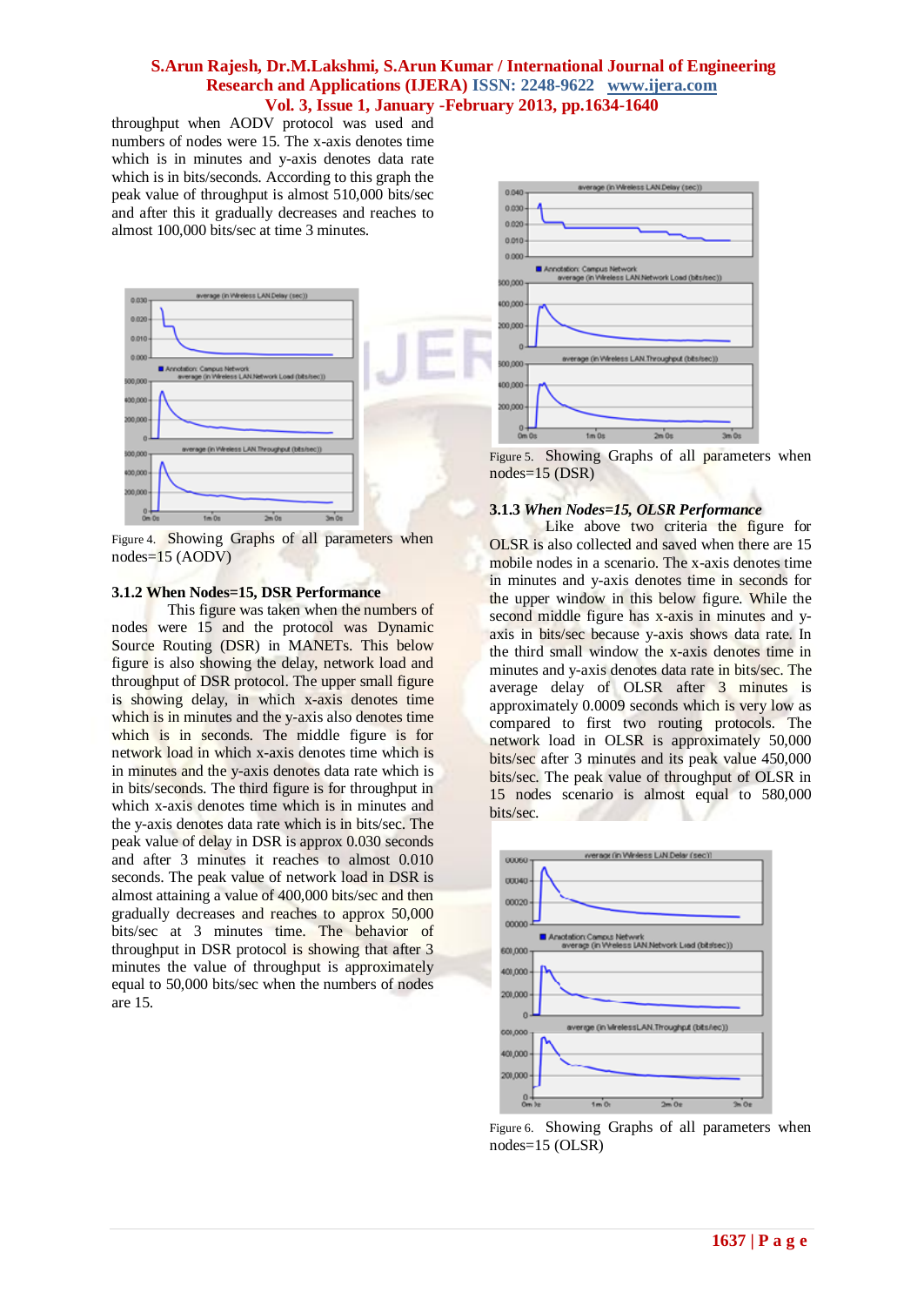throughput when AODV protocol was used and numbers of nodes were 15. The x-axis denotes time which is in minutes and y-axis denotes data rate which is in bits/seconds. According to this graph the peak value of throughput is almost 510,000 bits/sec and after this it gradually decreases and reaches to almost 100,000 bits/sec at time 3 minutes.

Figure 4. Showing Graphs of all parameters when nodes=15 (AODV)

### 3.1.2 When Nodes=15, DSR Performance

This figure was taken when the numbers of nodes were 15 and the protocol was Dynamic Source Routing (DSR) in MANETs. This below figure is also showing the delay, network load and throughput of DSR protocol. The upper small figure is showing delay, in which x-axis denotes time which is in minutes and the y-axis also denotes time which is in seconds. The middle figure is for network load in which x-axis denotes time which is in minutes and the y-axis denotes data rate which is in bits/seconds. The third figure is for throughput in which x-axis denotes time which is in minutes and the y-axis denotes data rate which is in bits/sec. The peak value of delay in DSR is approx 0.030 seconds and after 3 minutes it reaches to almost 0.010 seconds. The peak value of network load in DSR is almost attaining a value of 400,000 bits/sec and then gradually decreases and reaches to approx 50,000 bits/sec at 3 minutes time. The behavior of throughput in DSR protocol is showing that after 3 minutes the value of throughput is approximately equal to 50,000 bits/sec when the numbers of nodes are 15.

Figure 5. Showing Graphs of all parameters when nodes=15 (DSR)

### 3.1.3 *When Nodes=15, OLSR Performance*

Like above two criteria the figure for OLSR is also collected and saved when there are 15 mobile nodes in a scenario. The x-axis denotes time in minutes and y-axis denotes time in seconds for the upper window in this below figure. While the second middle figure has x-axis in minutes and y-axis in bits/sec because y-axis shows data rate. In the third small window the x-axis denotes time in minutes and y-axis denotes data rate in bits/sec. The average delay of OLSR after 3 minutes is approximately 0.0009 seconds which is very low as compared to first two routing protocols. The network load in OLSR is approximately 50,000 bits/sec after 3 minutes and its peak value 450,000 bits/sec. The peak value of throughput of OLSR in 15 nodes scenario is almost equal to 580,000 bits/sec.

Figure 6. Showing Graphs of all parameters when nodes=15 (OLSR)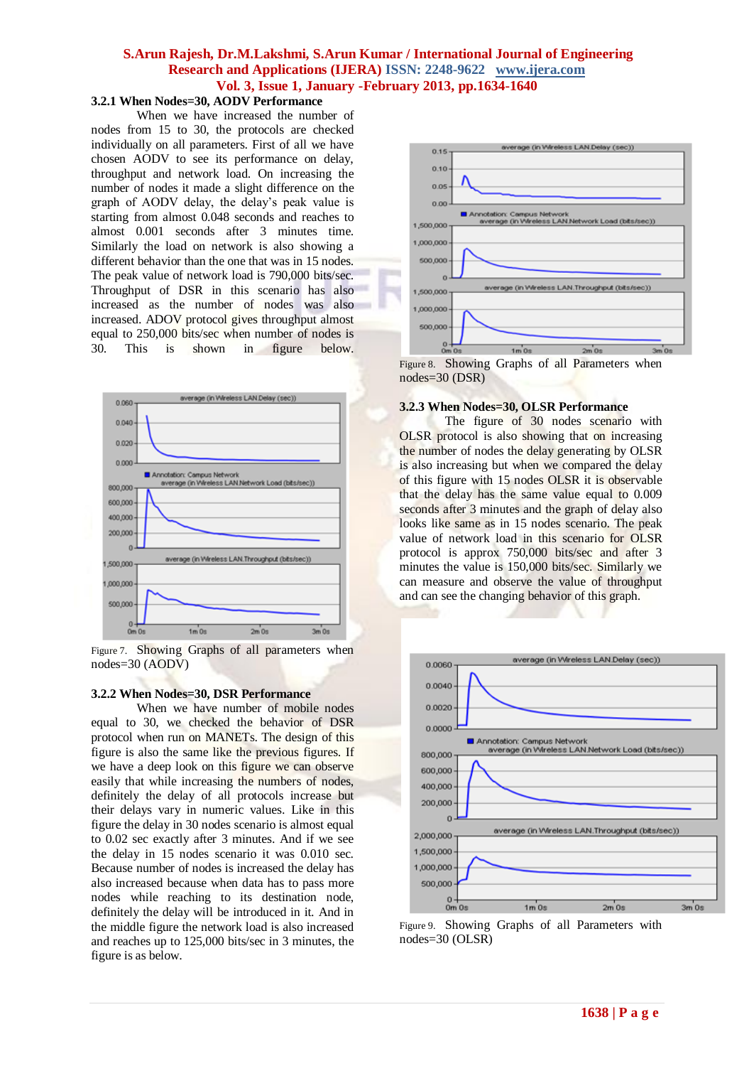### 3.2.1 When Nodes=30, AODV Performance

When we have increased the number of nodes from 15 to 30, the protocols are checked individually on all parameters. First of all we have chosen AODV to see its performance on delay, throughput and network load. On increasing the number of nodes it made a slight difference on the graph of AODV delay, the delay's peak value is starting from almost 0.048 seconds and reaches to almost 0.001 seconds after 3 minutes time. Similarly the load on network is also showing a different behavior than the one that was in 15 nodes. The peak value of network load is 790,000 bits/sec. Throughput of DSR in this scenario has also increased as the number of nodes was also increased. ADOV protocol gives throughput almost equal to 250,000 bits/sec when number of nodes is 30. This is shown in figure below.

Figure 7. Showing Graphs of all parameters when nodes=30 (AODV)

### 3.2.2 When Nodes=30, DSR Performance

When we have number of mobile nodes equal to 30, we checked the behavior of DSR protocol when run on MANETs. The design of this figure is also the same like the previous figures. If we have a deep look on this figure we can observe easily that while increasing the numbers of nodes, definitely the delay of all protocols increase but their delays vary in numeric values. Like in this figure the delay in 30 nodes scenario is almost equal to 0.02 sec exactly after 3 minutes. And if we see the delay in 15 nodes scenario it was 0.010 sec. Because number of nodes is increased the delay has also increased because when data has to pass more nodes while reaching to its destination node, definitely the delay will be introduced in it. And in the middle figure the network load is also increased and reaches up to 125,000 bits/sec in 3 minutes, the figure is as below.

Figure 8. Showing Graphs of all Parameters when nodes=30 (DSR)

### 3.2.3 When Nodes=30, OLSR Performance

The figure of 30 nodes scenario with OLSR protocol is also showing that on increasing the number of nodes the delay generating by OLSR is also increasing but when we compared the delay of this figure with 15 nodes OLSR it is observable that the delay has the same value equal to 0.009 seconds after 3 minutes and the graph of delay also looks like same as in 15 nodes scenario. The peak value of network load in this scenario for OLSR protocol is approx 750,000 bits/sec and after 3 minutes the value is 150,000 bits/sec. Similarly we can measure and observe the value of throughput and can see the changing behavior of this graph.

Figure 9. Showing Graphs of all Parameters with nodes=30 (OLSR)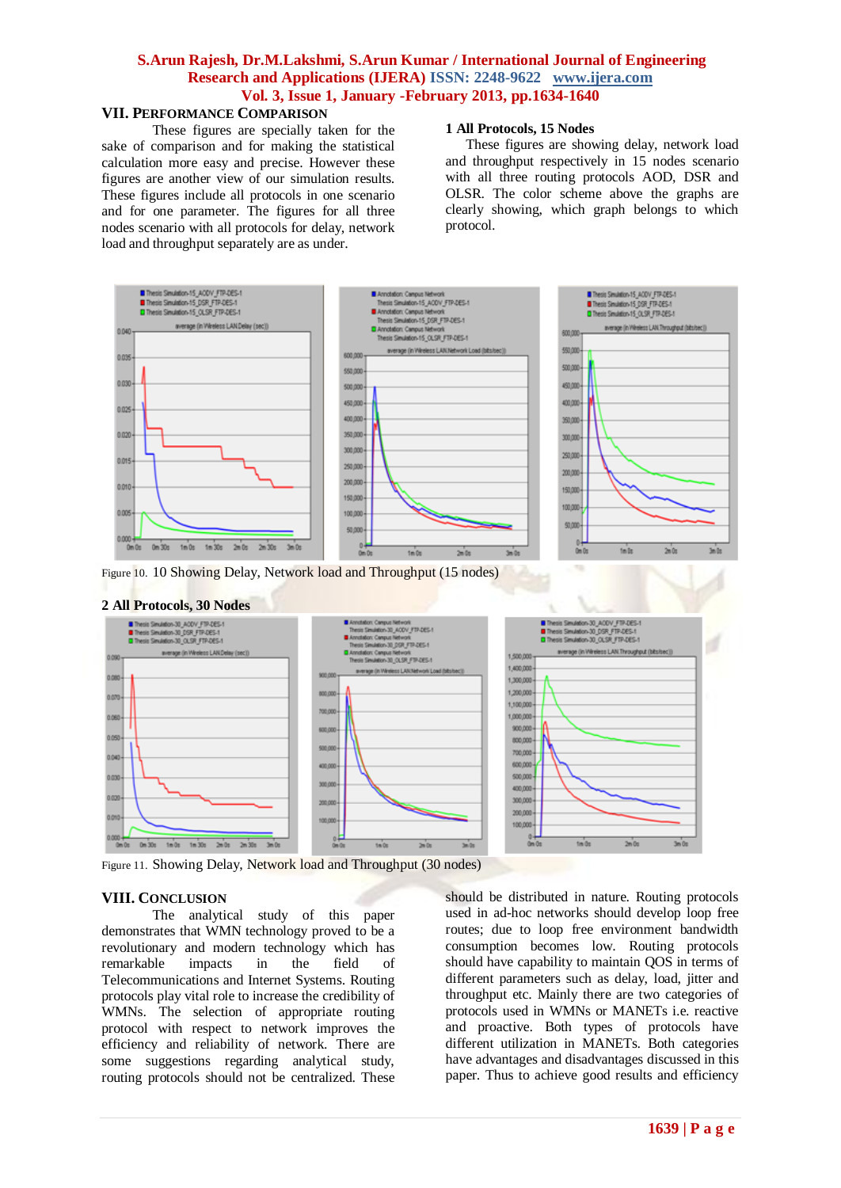## VII. Performance Comparison

These figures are specially taken for the sake of comparison and for making the statistical calculation more easy and precise. However these figures are another view of our simulation results. These figures include all protocols in one scenario and for one parameter. The figures for all three nodes scenario with all protocols for delay, network load and throughput separately are as under.

### 1 All Protocols, 15 Nodes

These figures are showing delay, network load and throughput respectively in 15 nodes scenario with all three routing protocols AOD, DSR and OLSR. The color scheme above the graphs are clearly showing, which graph belongs to which protocol.

Figure 10. 10 Showing Delay, Network load and Throughput (15 nodes)

### 2 All Protocols, 30 Nodes

Figure 11. Showing Delay, Network load and Throughput (30 nodes)

## VIII. Conclusion

The analytical study of this paper demonstrates that WMN technology proved to be a revolutionary and modern technology which has remarkable impacts in the field of Telecommunications and Internet Systems. Routing protocols play vital role to increase the credibility of WMNs. The selection of appropriate routing protocol with respect to network improves the efficiency and reliability of network. There are some suggestions regarding analytical study, routing protocols should not be centralized. These should be distributed in nature. Routing protocols used in ad-hoc networks should develop loop free routes; due to loop free environment bandwidth consumption becomes low. Routing protocols should have capability to maintain QOS in terms of different parameters such as delay, load, jitter and throughput etc. Mainly there are two categories of protocols used in WMNs or MANETs i.e. reactive and proactive. Both types of protocols have different utilization in MANETs. Both categories have advantages and disadvantages discussed in this paper. Thus to achieve good results and efficiency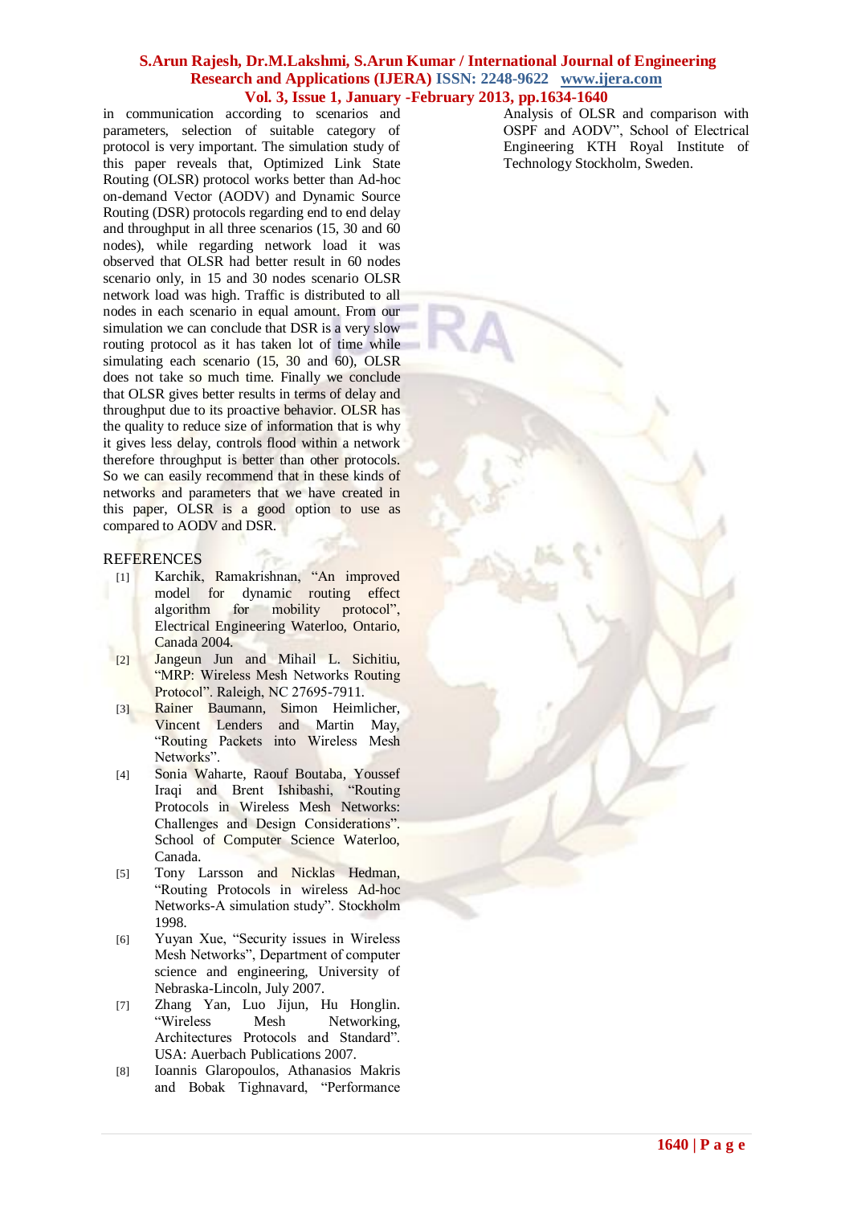in communication according to scenarios and parameters, selection of suitable category of protocol is very important. The simulation study of this paper reveals that, Optimized Link State Routing (OLSR) protocol works better than Ad-hoc on-demand Vector (AODV) and Dynamic Source Routing (DSR) protocols regarding end to end delay and throughput in all three scenarios (15, 30 and 60 nodes), while regarding network load it was observed that OLSR had better result in 60 nodes scenario only, in 15 and 30 nodes scenario OLSR network load was high. Traffic is distributed to all nodes in each scenario in equal amount. From our simulation we can conclude that DSR is a very slow routing protocol as it has taken lot of time while simulating each scenario (15, 30 and 60), OLSR does not take so much time. Finally we conclude that OLSR gives better results in terms of delay and throughput due to its proactive behavior. OLSR has the quality to reduce size of information that is why it gives less delay, controls flood within a network therefore throughput is better than other protocols. So we can easily recommend that in these kinds of networks and parameters that we have created in this paper, OLSR is a good option to use as compared to AODV and DSR.

## REFERENCES

[1] Karchik, Ramakrishnan, "An improved model for dynamic routing effect algorithm for mobility protocol", Electrical Engineering Waterloo, Ontario, Canada 2004.

[2] Jangeun Jun and Mihail L. Sichitiu, "MRP: Wireless Mesh Networks Routing Protocol". Raleigh, NC 27695-7911.

[3] Rainer Baumann, Simon Heimlicher, Vincent Lenders and Martin May, "Routing Packets into Wireless Mesh Networks".

[4] Sonia Waharte, Raouf Boutaba, Youssef Iraqi and Brent Ishibashi, "Routing Protocols in Wireless Mesh Networks: Challenges and Design Considerations". School of Computer Science Waterloo, Canada.

[5] Tony Larsson and Nicklas Hedman, "Routing Protocols in wireless Ad-hoc Networks-A simulation study". Stockholm 1998.

[6] Yuyan Xue, "Security issues in Wireless Mesh Networks", Department of computer science and engineering, University of Nebraska-Lincoln, July 2007.

[7] Zhang Yan, Luo Jijun, Hu Honglin. "Wireless Mesh Networking, Architectures Protocols and Standard". USA: Auerbach Publications 2007.

[8] Ioannis Glaropoulos, Athanasios Makris and Bobak Tighnavard, "Performance Analysis of OLSR and comparison with OSPF and AODV", School of Electrical Engineering KTH Royal Institute of Technology Stockholm, Sweden.